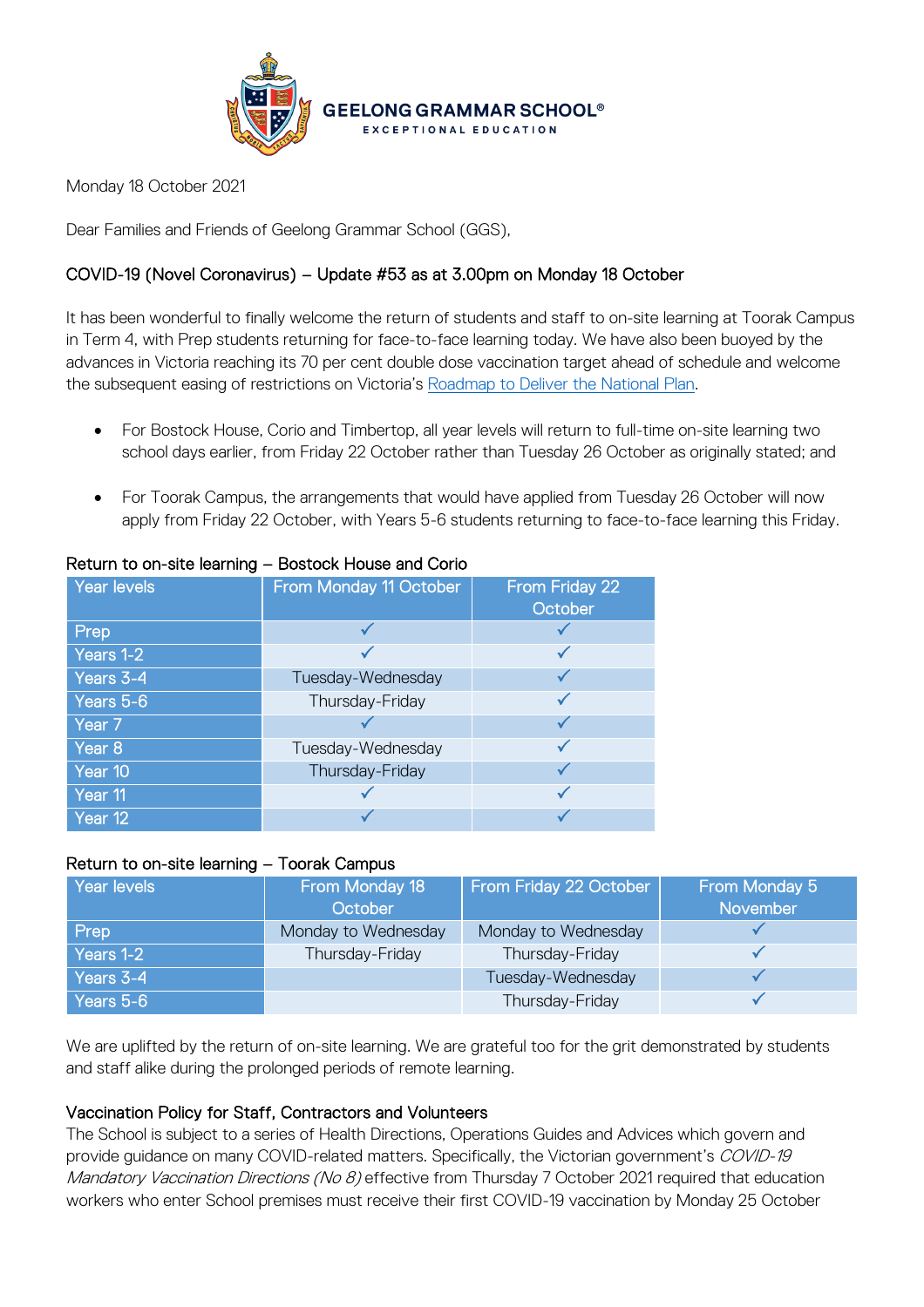GEELONG GRAMMAR SCHOOL®
EXCEPTIONAL EDUCATION

Monday 18 October 2021

Dear Families and Friends of Geelong Grammar School (GGS),

COVID-19 (Novel Coronavirus) – Update #53 as at 3.00pm on Monday 18 October

It has been wonderful to finally welcome the return of students and staff to on-site learning at Toorak Campus in Term 4, with Prep students returning for face-to-face learning today. We have also been buoyed by the advances in Victoria reaching its 70 per cent double dose vaccination target ahead of schedule and welcome the subsequent easing of restrictions on Victoria's [Roadmap to Deliver the National Plan](Roadmap to Deliver the National Plan).

- For Bostock House, Corio and Timbertop, all year levels will return to full-time on-site learning two school days earlier, from Friday 22 October rather than Tuesday 26 October as originally stated; and
- For Toorak Campus, the arrangements that would have applied from Tuesday 26 October will now apply from Friday 22 October, with Years 5-6 students returning to face-to-face learning this Friday.

Return to on-site learning – Bostock House and Corio

| Year levels | From Monday 11 October | From Friday 22 October |
|---|---|---|
| Prep | ✓ | ✓ |
| Years 1-2 | ✓ | ✓ |
| Years 3-4 | Tuesday-Wednesday | ✓ |
| Years 5-6 | Thursday-Friday | ✓ |
| Year 7 | ✓ | ✓ |
| Year 8 | Tuesday-Wednesday | ✓ |
| Year 10 | Thursday-Friday | ✓ |
| Year 11 | ✓ | ✓ |
| Year 12 | ✓ | ✓ |

Return to on-site learning – Toorak Campus

| Year levels | From Monday 18 October | From Friday 22 October | From Monday 5 November |
|---|---|---|---|
| Prep | Monday to Wednesday | Monday to Wednesday | ✓ |
| Years 1-2 | Thursday-Friday | Thursday-Friday | ✓ |
| Years 3-4 | | Tuesday-Wednesday | ✓ |
| Years 5-6 | | Thursday-Friday | ✓ |

We are uplifted by the return of on-site learning. We are grateful too for the grit demonstrated by students and staff alike during the prolonged periods of remote learning.

Vaccination Policy for Staff, Contractors and Volunteers

The School is subject to a series of Health Directions, Operations Guides and Advices which govern and provide guidance on many COVID-related matters. Specifically, the Victorian government's *COVID-19 Mandatory Vaccination Directions (No 8)* effective from Thursday 7 October 2021 required that education workers who enter School premises must receive their first COVID-19 vaccination by Monday 25 October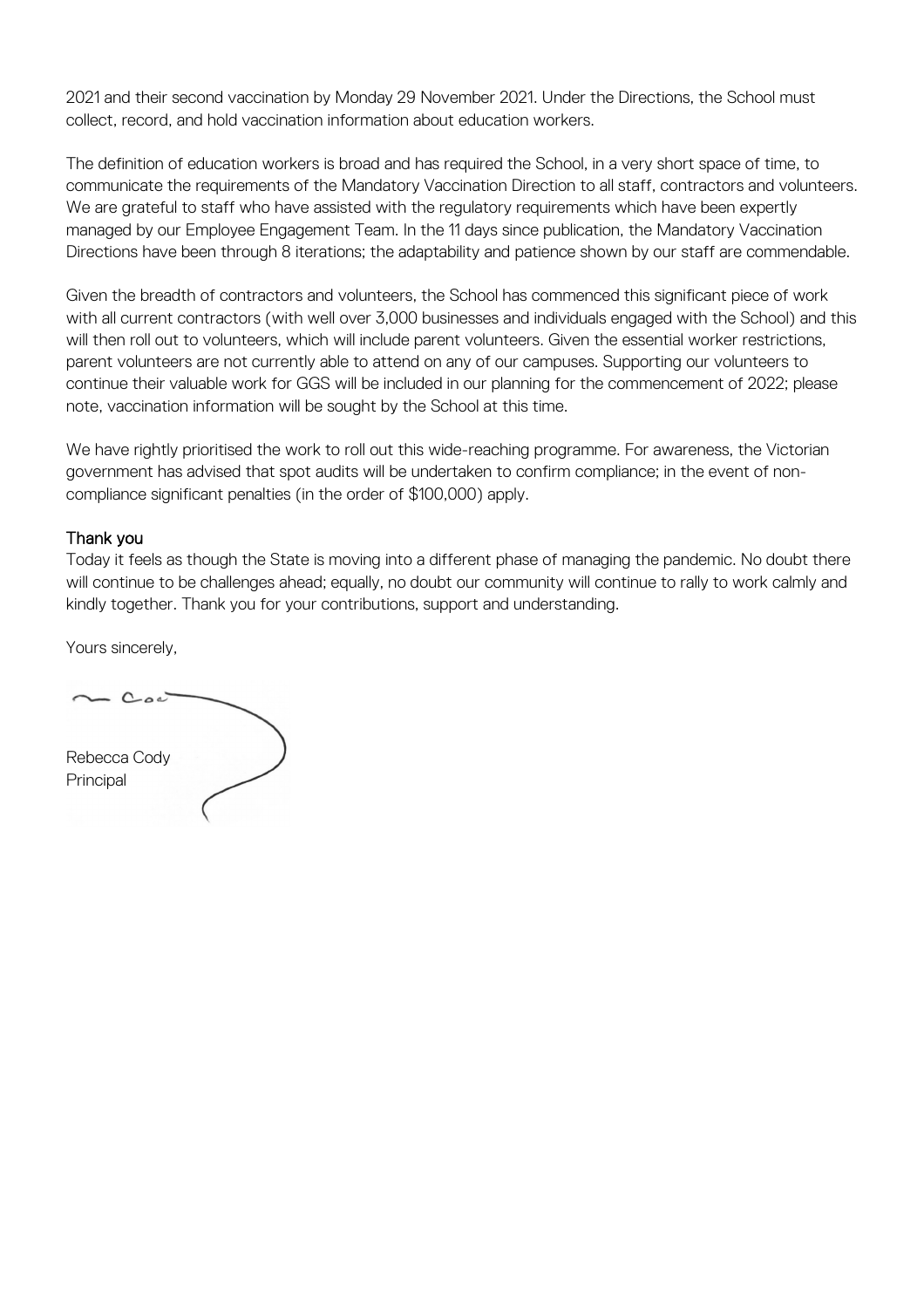2021 and their second vaccination by Monday 29 November 2021. Under the Directions, the School must collect, record, and hold vaccination information about education workers.

The definition of education workers is broad and has required the School, in a very short space of time, to communicate the requirements of the Mandatory Vaccination Direction to all staff, contractors and volunteers. We are grateful to staff who have assisted with the regulatory requirements which have been expertly managed by our Employee Engagement Team. In the 11 days since publication, the Mandatory Vaccination Directions have been through 8 iterations; the adaptability and patience shown by our staff are commendable.

Given the breadth of contractors and volunteers, the School has commenced this significant piece of work with all current contractors (with well over 3,000 businesses and individuals engaged with the School) and this will then roll out to volunteers, which will include parent volunteers. Given the essential worker restrictions, parent volunteers are not currently able to attend on any of our campuses. Supporting our volunteers to continue their valuable work for GGS will be included in our planning for the commencement of 2022; please note, vaccination information will be sought by the School at this time.

We have rightly prioritised the work to roll out this wide-reaching programme. For awareness, the Victorian government has advised that spot audits will be undertaken to confirm compliance; in the event of non-compliance significant penalties (in the order of $100,000) apply.

## Thank you

Today it feels as though the State is moving into a different phase of managing the pandemic. No doubt there will continue to be challenges ahead; equally, no doubt our community will continue to rally to work calmly and kindly together. Thank you for your contributions, support and understanding.

Yours sincerely,

Rebecca Cody
Principal